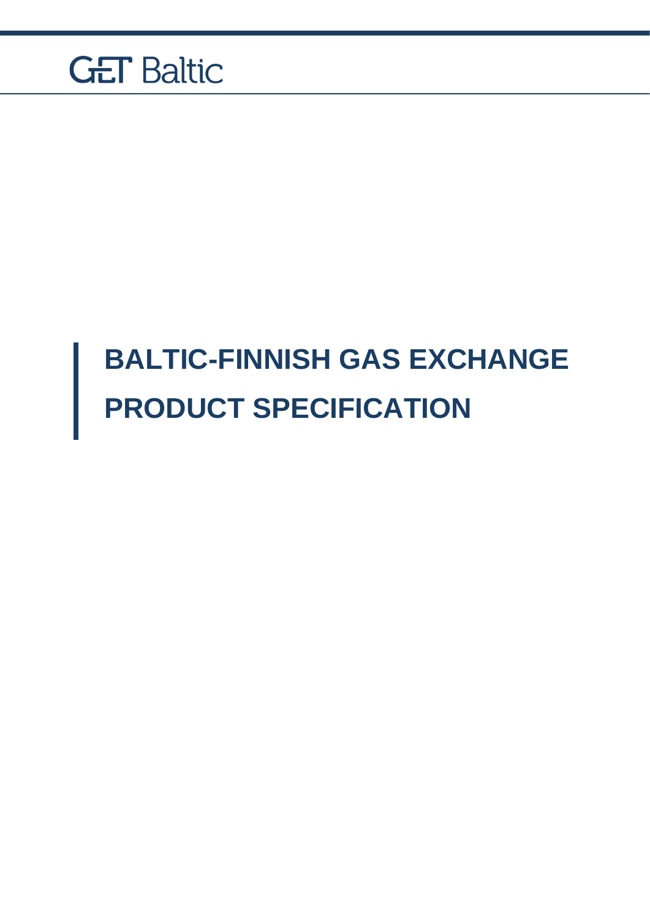GET Baltic

# BALTIC-FINNISH GAS EXCHANGE PRODUCT SPECIFICATION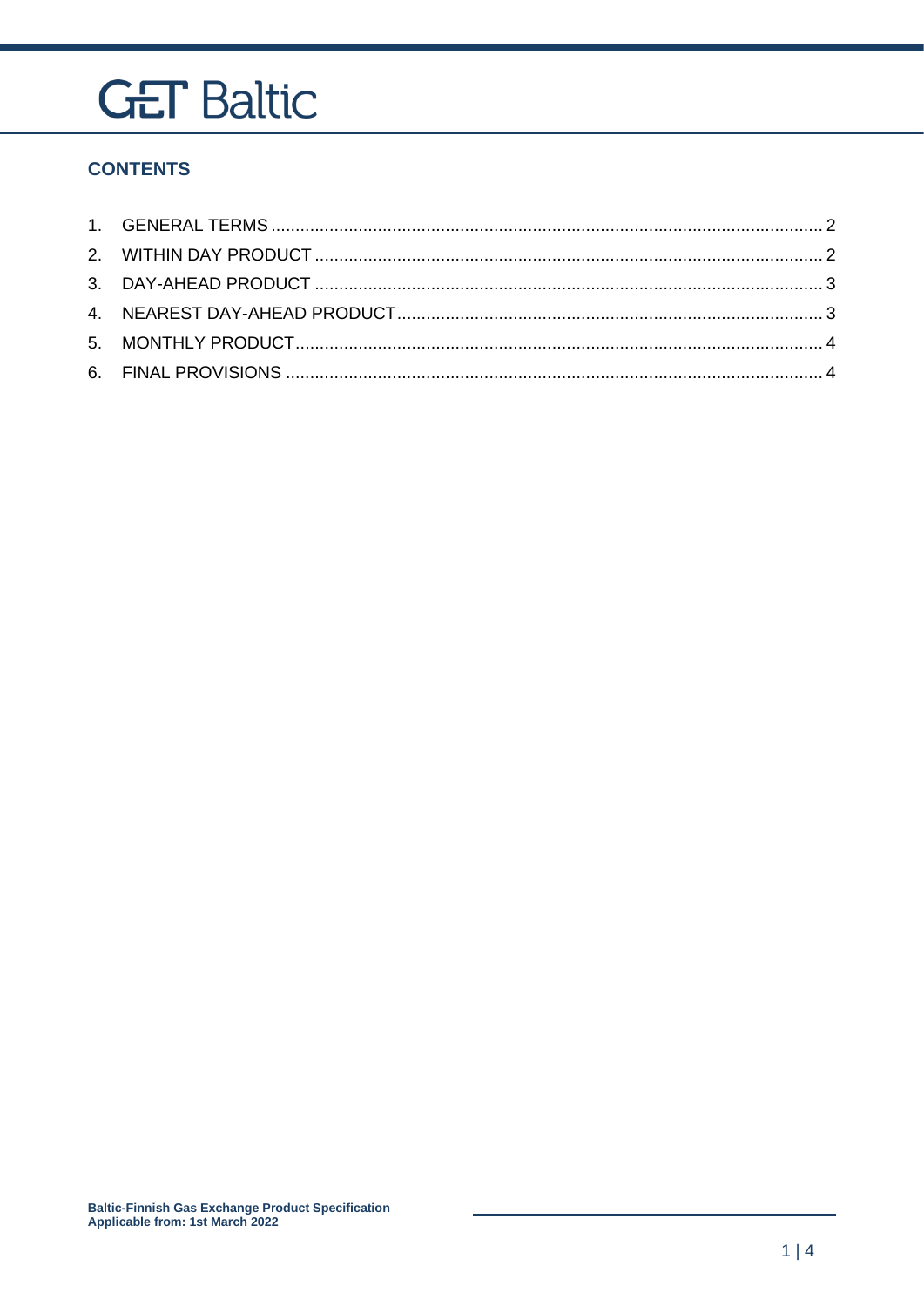GET Baltic

## CONTENTS

1. GENERAL TERMS .......... 2
2. WITHIN DAY PRODUCT .......... 2
3. DAY-AHEAD PRODUCT .......... 3
4. NEAREST DAY-AHEAD PRODUCT .......... 3
5. MONTHLY PRODUCT .......... 4
6. FINAL PROVISIONS .......... 4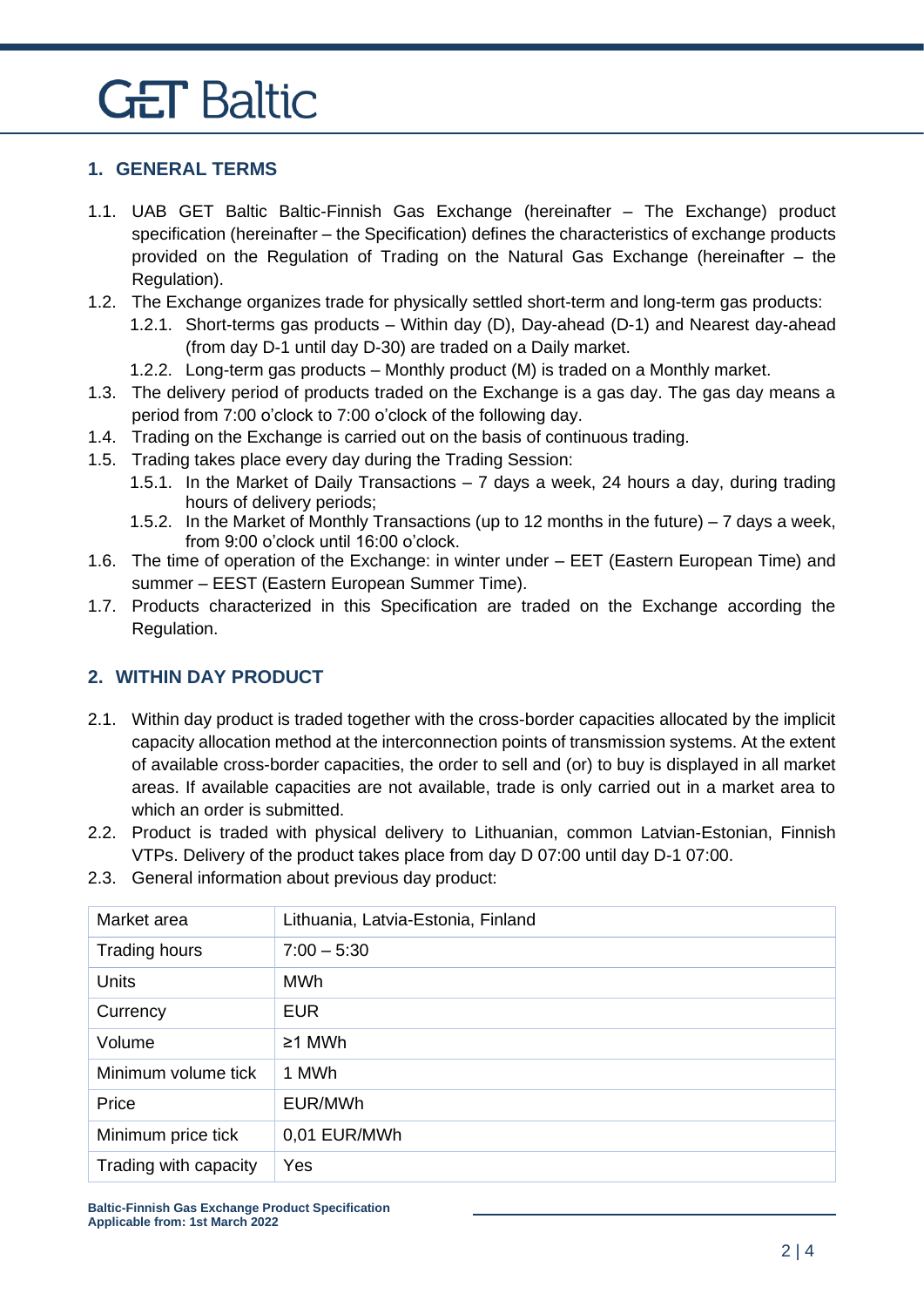# GET Baltic

## 1. GENERAL TERMS

1.1. UAB GET Baltic Baltic-Finnish Gas Exchange (hereinafter – The Exchange) product specification (hereinafter – the Specification) defines the characteristics of exchange products provided on the Regulation of Trading on the Natural Gas Exchange (hereinafter – the Regulation).

1.2. The Exchange organizes trade for physically settled short-term and long-term gas products:

1.2.1. Short-terms gas products – Within day (D), Day-ahead (D-1) and Nearest day-ahead (from day D-1 until day D-30) are traded on a Daily market.

1.2.2. Long-term gas products – Monthly product (M) is traded on a Monthly market.

1.3. The delivery period of products traded on the Exchange is a gas day. The gas day means a period from 7:00 o'clock to 7:00 o'clock of the following day.

1.4. Trading on the Exchange is carried out on the basis of continuous trading.

1.5. Trading takes place every day during the Trading Session:

1.5.1. In the Market of Daily Transactions – 7 days a week, 24 hours a day, during trading hours of delivery periods;

1.5.2. In the Market of Monthly Transactions (up to 12 months in the future) – 7 days a week, from 9:00 o'clock until 16:00 o'clock.

1.6. The time of operation of the Exchange: in winter under – EET (Eastern European Time) and summer – EEST (Eastern European Summer Time).

1.7. Products characterized in this Specification are traded on the Exchange according the Regulation.

## 2. WITHIN DAY PRODUCT

2.1. Within day product is traded together with the cross-border capacities allocated by the implicit capacity allocation method at the interconnection points of transmission systems. At the extent of available cross-border capacities, the order to sell and (or) to buy is displayed in all market areas. If available capacities are not available, trade is only carried out in a market area to which an order is submitted.

2.2. Product is traded with physical delivery to Lithuanian, common Latvian-Estonian, Finnish VTPs. Delivery of the product takes place from day D 07:00 until day D-1 07:00.

2.3. General information about previous day product:

| Market area | Lithuania, Latvia-Estonia, Finland |
|---|---|
| Trading hours | 7:00 – 5:30 |
| Units | MWh |
| Currency | EUR |
| Volume | ≥1 MWh |
| Minimum volume tick | 1 MWh |
| Price | EUR/MWh |
| Minimum price tick | 0,01 EUR/MWh |
| Trading with capacity | Yes |

**Baltic-Finnish Gas Exchange Product Specification**
**Applicable from: 1st March 2022**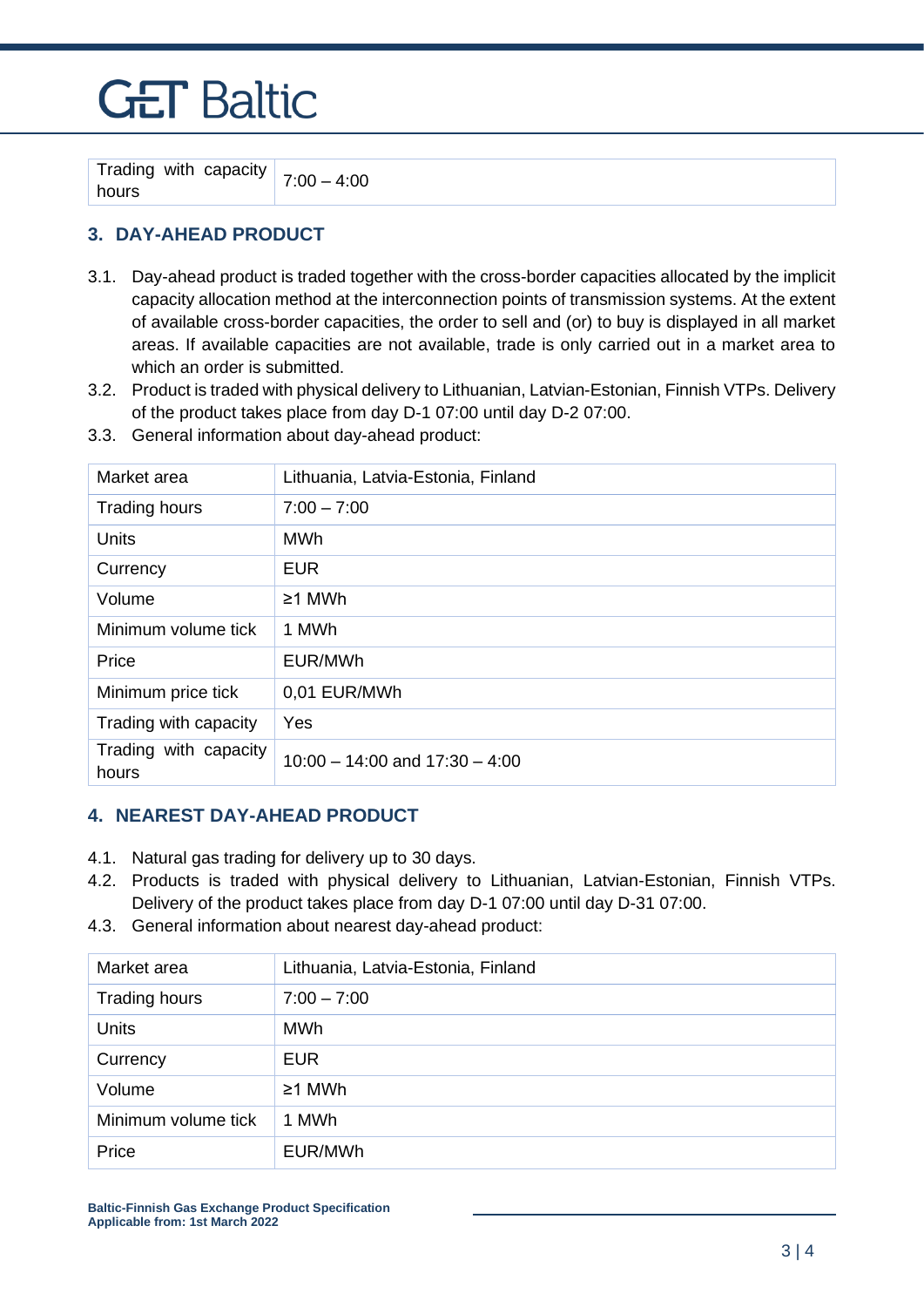| Trading with capacity hours | 7:00 – 4:00 |
|---|---|

## 3. DAY-AHEAD PRODUCT

3.1. Day-ahead product is traded together with the cross-border capacities allocated by the implicit capacity allocation method at the interconnection points of transmission systems. At the extent of available cross-border capacities, the order to sell and (or) to buy is displayed in all market areas. If available capacities are not available, trade is only carried out in a market area to which an order is submitted.

3.2. Product is traded with physical delivery to Lithuanian, Latvian-Estonian, Finnish VTPs. Delivery of the product takes place from day D-1 07:00 until day D-2 07:00.

3.3. General information about day-ahead product:

| Market area | Lithuania, Latvia-Estonia, Finland |
|---|---|
| Trading hours | 7:00 – 7:00 |
| Units | MWh |
| Currency | EUR |
| Volume | ≥1 MWh |
| Minimum volume tick | 1 MWh |
| Price | EUR/MWh |
| Minimum price tick | 0,01 EUR/MWh |
| Trading with capacity | Yes |
| Trading with capacity hours | 10:00 – 14:00 and 17:30 – 4:00 |

## 4. NEAREST DAY-AHEAD PRODUCT

4.1. Natural gas trading for delivery up to 30 days.

4.2. Products is traded with physical delivery to Lithuanian, Latvian-Estonian, Finnish VTPs. Delivery of the product takes place from day D-1 07:00 until day D-31 07:00.

4.3. General information about nearest day-ahead product:

| Market area | Lithuania, Latvia-Estonia, Finland |
|---|---|
| Trading hours | 7:00 – 7:00 |
| Units | MWh |
| Currency | EUR |
| Volume | ≥1 MWh |
| Minimum volume tick | 1 MWh |
| Price | EUR/MWh |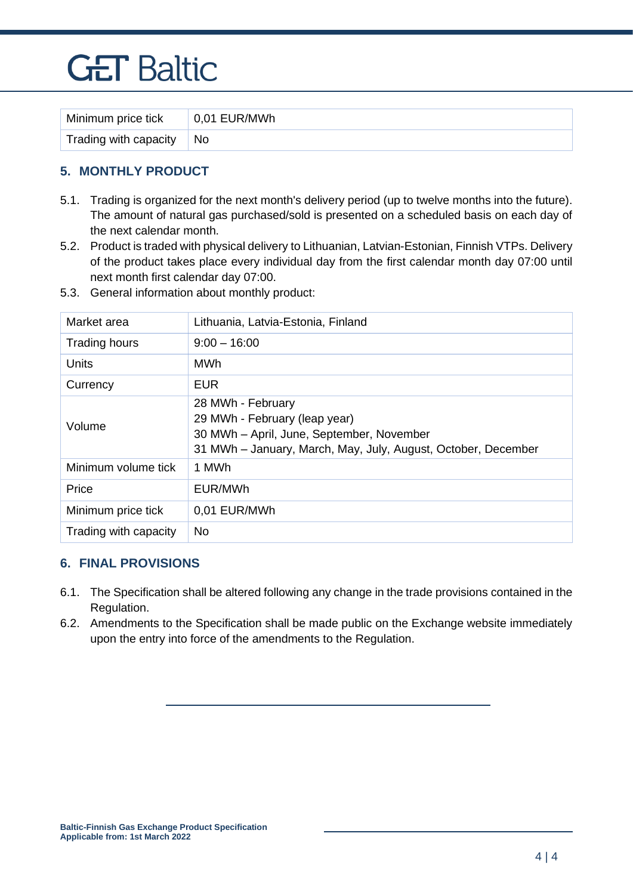| | |
|---|---|
| Minimum price tick | 0,01 EUR/MWh |
| Trading with capacity | No |

## 5. MONTHLY PRODUCT

5.1. Trading is organized for the next month's delivery period (up to twelve months into the future). The amount of natural gas purchased/sold is presented on a scheduled basis on each day of the next calendar month.

5.2. Product is traded with physical delivery to Lithuanian, Latvian-Estonian, Finnish VTPs. Delivery of the product takes place every individual day from the first calendar month day 07:00 until next month first calendar day 07:00.

5.3. General information about monthly product:

| | |
|---|---|
| Market area | Lithuania, Latvia-Estonia, Finland |
| Trading hours | 9:00 – 16:00 |
| Units | MWh |
| Currency | EUR |
| Volume | 28 MWh - February<br>29 MWh - February (leap year)<br>30 MWh – April, June, September, November<br>31 MWh – January, March, May, July, August, October, December |
| Minimum volume tick | 1 MWh |
| Price | EUR/MWh |
| Minimum price tick | 0,01 EUR/MWh |
| Trading with capacity | No |

## 6. FINAL PROVISIONS

6.1. The Specification shall be altered following any change in the trade provisions contained in the Regulation.

6.2. Amendments to the Specification shall be made public on the Exchange website immediately upon the entry into force of the amendments to the Regulation.